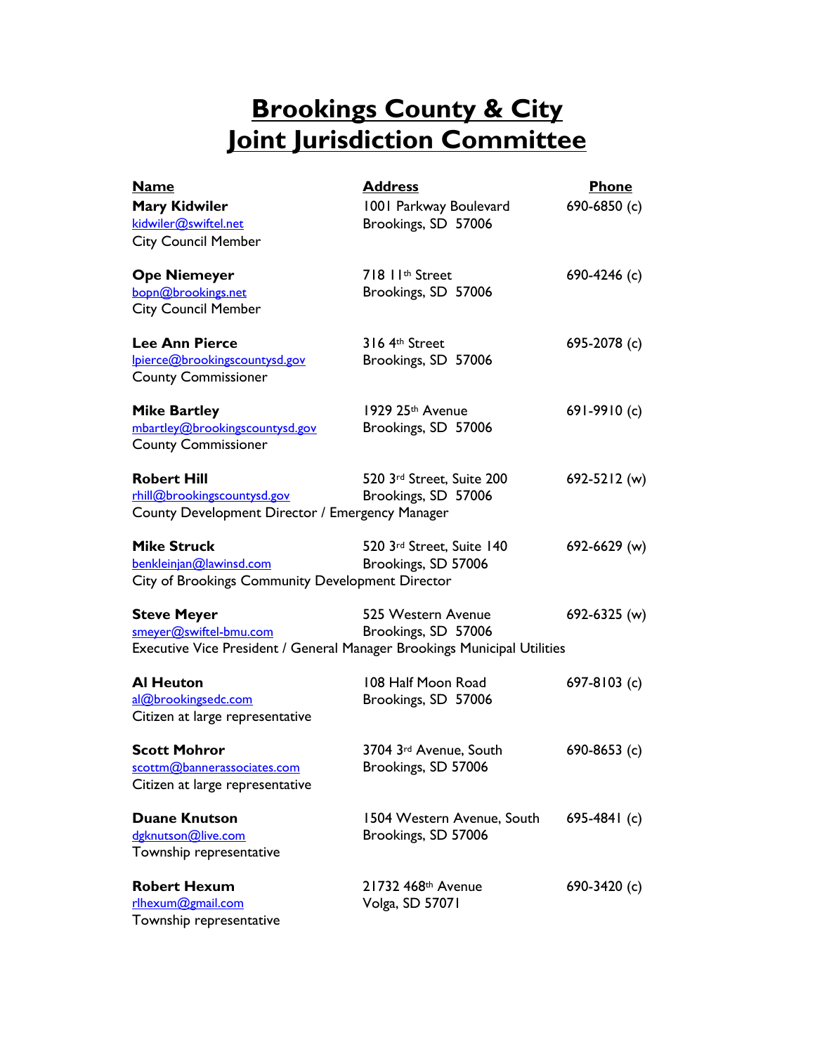# Brookings County & City Joint Jurisdiction Committee

| Name | Address | Phone |
|---|---|---|
| **Mary Kidwiler**<br>kidwiler@swiftel.net<br>City Council Member | 1001 Parkway Boulevard<br>Brookings, SD 57006 | 690-6850 (c) |
| **Ope Niemeyer**<br>bopn@brookings.net<br>City Council Member | 718 11th Street<br>Brookings, SD 57006 | 690-4246 (c) |
| **Lee Ann Pierce**<br>lpierce@brookingscountysd.gov<br>County Commissioner | 316 4th Street<br>Brookings, SD 57006 | 695-2078 (c) |
| **Mike Bartley**<br>mbartley@brookingscountysd.gov<br>County Commissioner | 1929 25th Avenue<br>Brookings, SD 57006 | 691-9910 (c) |
| **Robert Hill**<br>rhill@brookingscountysd.gov<br>County Development Director / Emergency Manager | 520 3rd Street, Suite 200<br>Brookings, SD 57006 | 692-5212 (w) |
| **Mike Struck**<br>benkleinjan@lawinsd.com<br>City of Brookings Community Development Director | 520 3rd Street, Suite 140<br>Brookings, SD 57006 | 692-6629 (w) |
| **Steve Meyer**<br>smeyer@swiftel-bmu.com<br>Executive Vice President / General Manager Brookings Municipal Utilities | 525 Western Avenue<br>Brookings, SD 57006 | 692-6325 (w) |
| **Al Heuton**<br>al@brookingsedc.com<br>Citizen at large representative | 108 Half Moon Road<br>Brookings, SD 57006 | 697-8103 (c) |
| **Scott Mohror**<br>scottm@bannerassociates.com<br>Citizen at large representative | 3704 3rd Avenue, South<br>Brookings, SD 57006 | 690-8653 (c) |
| **Duane Knutson**<br>dgknutson@live.com<br>Township representative | 1504 Western Avenue, South<br>Brookings, SD 57006 | 695-4841 (c) |
| **Robert Hexum**<br>rlhexum@gmail.com<br>Township representative | 21732 468th Avenue<br>Volga, SD 57071 | 690-3420 (c) |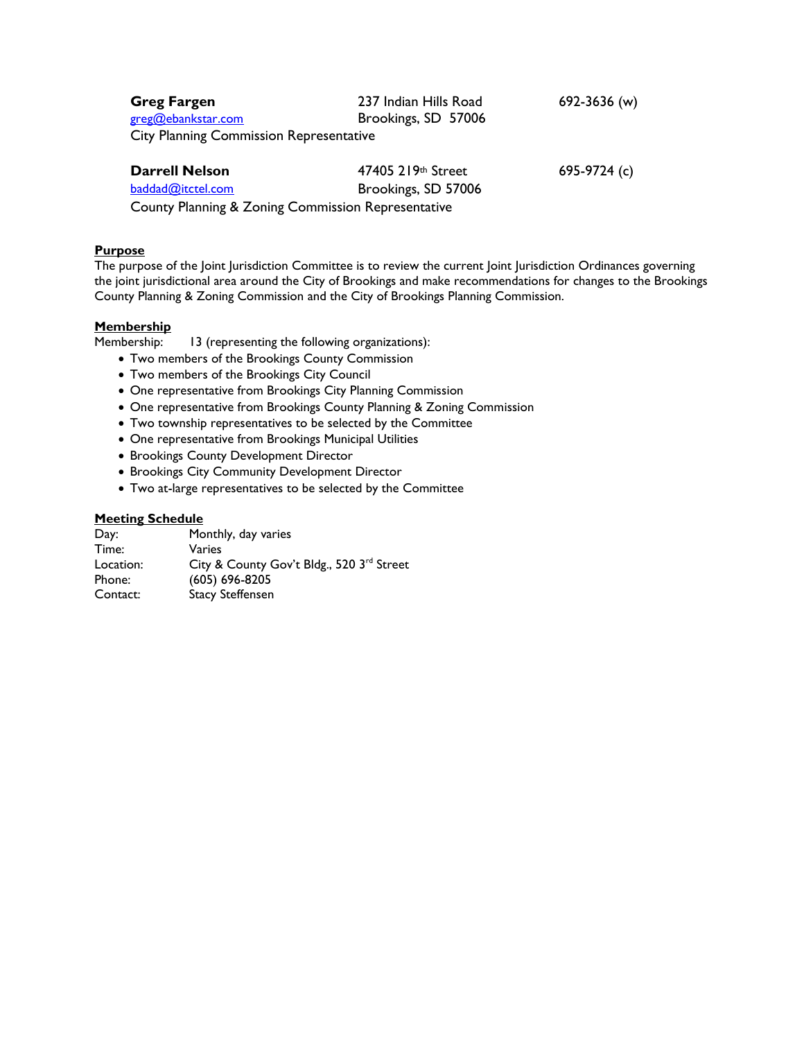**Greg Fargen**
greg@ebankstar.com
237 Indian Hills Road
Brookings, SD 57006
692-3636 (w)
City Planning Commission Representative

**Darrell Nelson**
baddad@itctel.com
47405 219th Street
Brookings, SD 57006
695-9724 (c)
County Planning & Zoning Commission Representative

## Purpose

The purpose of the Joint Jurisdiction Committee is to review the current Joint Jurisdiction Ordinances governing the joint jurisdictional area around the City of Brookings and make recommendations for changes to the Brookings County Planning & Zoning Commission and the City of Brookings Planning Commission.

## Membership

Membership: 13 (representing the following organizations):

- Two members of the Brookings County Commission
- Two members of the Brookings City Council
- One representative from Brookings City Planning Commission
- One representative from Brookings County Planning & Zoning Commission
- Two township representatives to be selected by the Committee
- One representative from Brookings Municipal Utilities
- Brookings County Development Director
- Brookings City Community Development Director
- Two at-large representatives to be selected by the Committee

## Meeting Schedule

Day: Monthly, day varies
Time: Varies
Location: City & County Gov't Bldg., 520 3rd Street
Phone: (605) 696-8205
Contact: Stacy Steffensen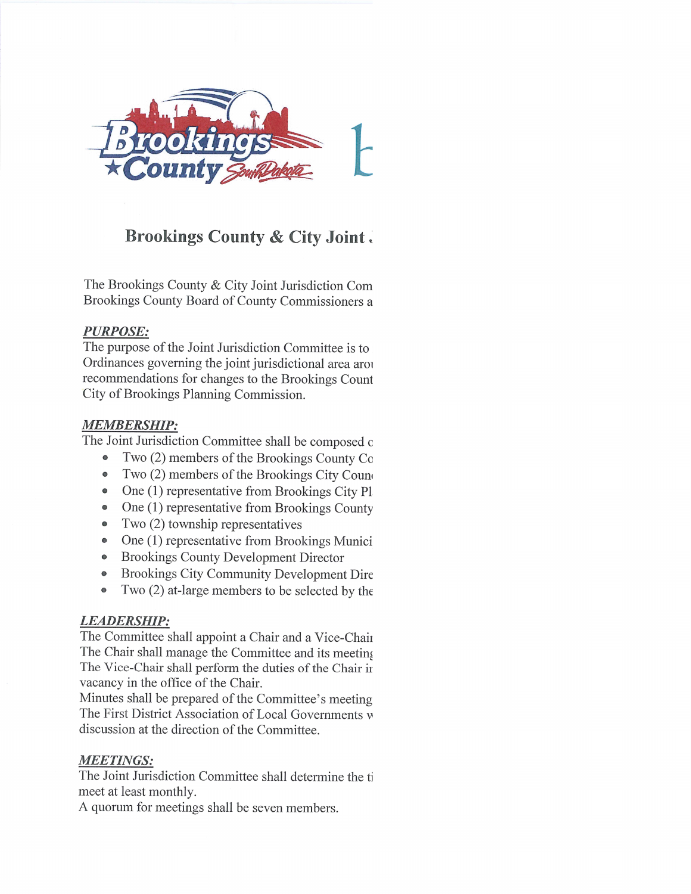# Brookings County & City Joint .

The Brookings County & City Joint Jurisdiction Com
Brookings County Board of County Commissioners a

***PURPOSE:***
The purpose of the Joint Jurisdiction Committee is to
Ordinances governing the joint jurisdictional area aro
recommendations for changes to the Brookings Count
City of Brookings Planning Commission.

***MEMBERSHIP:***
The Joint Jurisdiction Committee shall be composed c

- Two (2) members of the Brookings County Co
- Two (2) members of the Brookings City Coun
- One (1) representative from Brookings City Pl
- One (1) representative from Brookings County
- Two (2) township representatives
- One (1) representative from Brookings Munici
- Brookings County Development Director
- Brookings City Community Development Dire
- Two (2) at-large members to be selected by the

***LEADERSHIP:***
The Committee shall appoint a Chair and a Vice-Chai
The Chair shall manage the Committee and its meetin
The Vice-Chair shall perform the duties of the Chair i
vacancy in the office of the Chair.
Minutes shall be prepared of the Committee's meeting
The First District Association of Local Governments v
discussion at the direction of the Committee.

***MEETINGS:***
The Joint Jurisdiction Committee shall determine the t
meet at least monthly.
A quorum for meetings shall be seven members.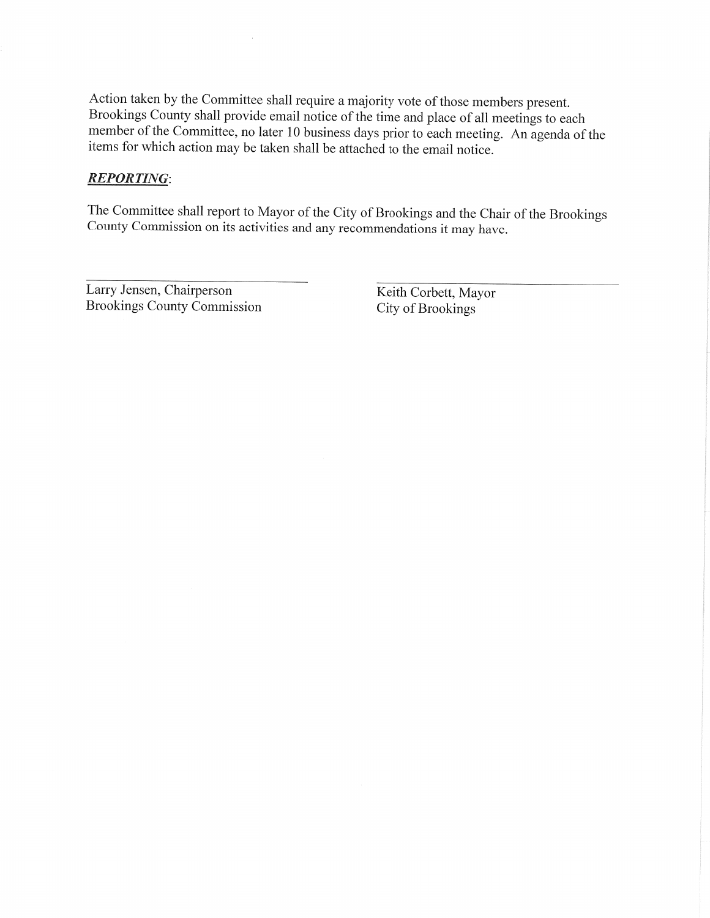Action taken by the Committee shall require a majority vote of those members present. Brookings County shall provide email notice of the time and place of all meetings to each member of the Committee, no later 10 business days prior to each meeting. An agenda of the items for which action may be taken shall be attached to the email notice.

***REPORTING***:

The Committee shall report to Mayor of the City of Brookings and the Chair of the Brookings County Commission on its activities and any recommendations it may have.

\_\_\_\_\_\_\_\_\_\_\_\_\_\_\_\_\_\_\_\_\_\_\_\_\_\_\_\_\_\_\_\_
Larry Jensen, Chairperson
Brookings County Commission

\_\_\_\_\_\_\_\_\_\_\_\_\_\_\_\_\_\_\_\_\_\_\_\_\_\_\_\_\_\_\_\_
Keith Corbett, Mayor
City of Brookings